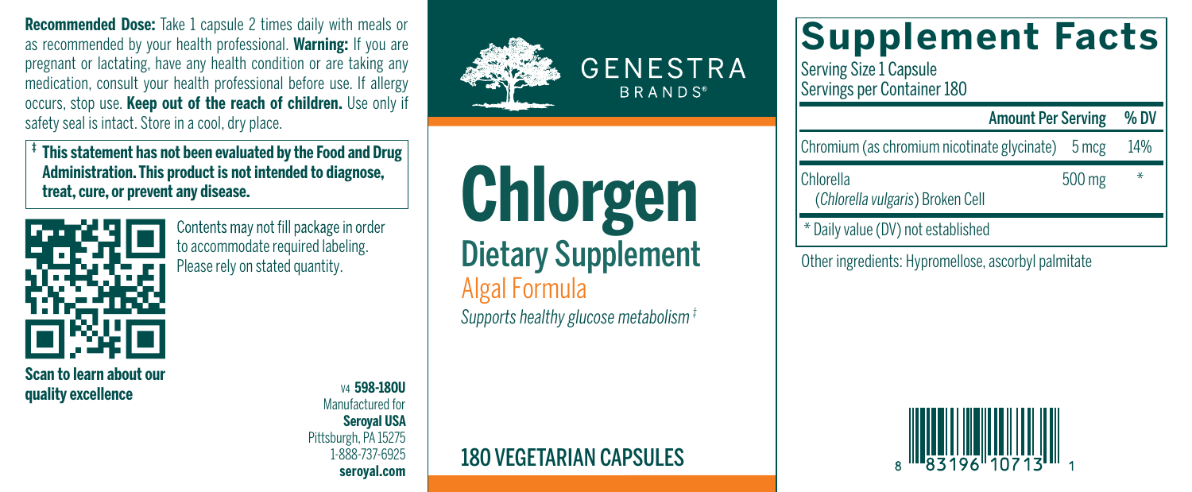**Recommended Dose:** Take 1 capsule 2 times daily with meals or as recommended by your health professional. **Warning:** If you are pregnant or lactating, have any health condition or are taking any medication, consult your health professional before use. If allergy occurs, stop use. **Keep out of the reach of children.** Use only if safety seal is intact. Store in a cool, dry place.

**‡ This statement has not been evaluated by the Food and Drug Administration. This product is not intended to diagnose, treat, cure, or prevent any disease.**

Contents may not fill package in order to accommodate required labeling. Please rely on stated quantity.

**Scan to learn about our quality excellence**

v4 **598-180U**
Manufactured for
**Seroyal USA**
Pittsburgh, PA 15275
1-888-737-6925
**seroyal.com**

GENESTRA BRANDS®

# Chlorgen

## Dietary Supplement

Algal Formula

*Supports healthy glucose metabolism ‡*

180 VEGETARIAN CAPSULES

# Supplement Facts

Serving Size 1 Capsule
Servings per Container 180

| | Amount Per Serving | % DV |
|---|---|---|
| Chromium (as chromium nicotinate glycinate) | 5 mcg | 14% |
| Chlorella (*Chlorella vulgaris*) Broken Cell | 500 mg | * |

* Daily value (DV) not established

Other ingredients: Hypromellose, ascorbyl palmitate

8 83196 10713 1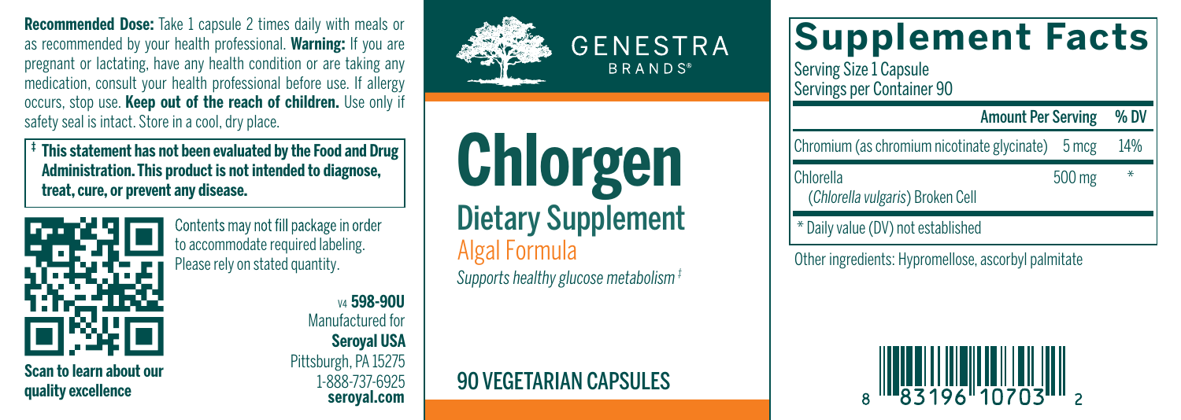**Recommended Dose:** Take 1 capsule 2 times daily with meals or as recommended by your health professional. **Warning:** If you are pregnant or lactating, have any health condition or are taking any medication, consult your health professional before use. If allergy occurs, stop use. **Keep out of the reach of children.** Use only if safety seal is intact. Store in a cool, dry place.

**‡ This statement has not been evaluated by the Food and Drug Administration. This product is not intended to diagnose, treat, cure, or prevent any disease.**

Contents may not fill package in order to accommodate required labeling. Please rely on stated quantity.

**Scan to learn about our quality excellence**

v4 **598-90U**
Manufactured for
**Seroyal USA**
Pittsburgh, PA 15275
1-888-737-6925
**seroyal.com**

GENESTRA BRANDS®

# Chlorgen

## Dietary Supplement

Algal Formula

*Supports healthy glucose metabolism ‡*

90 VEGETARIAN CAPSULES

# Supplement Facts

Serving Size 1 Capsule
Servings per Container 90

| | Amount Per Serving | % DV |
|---|---|---|
| Chromium (as chromium nicotinate glycinate) | 5 mcg | 14% |
| Chlorella (*Chlorella vulgaris*) Broken Cell | 500 mg | * |

\* Daily value (DV) not established

Other ingredients: Hypromellose, ascorbyl palmitate

8 83196 10703 2